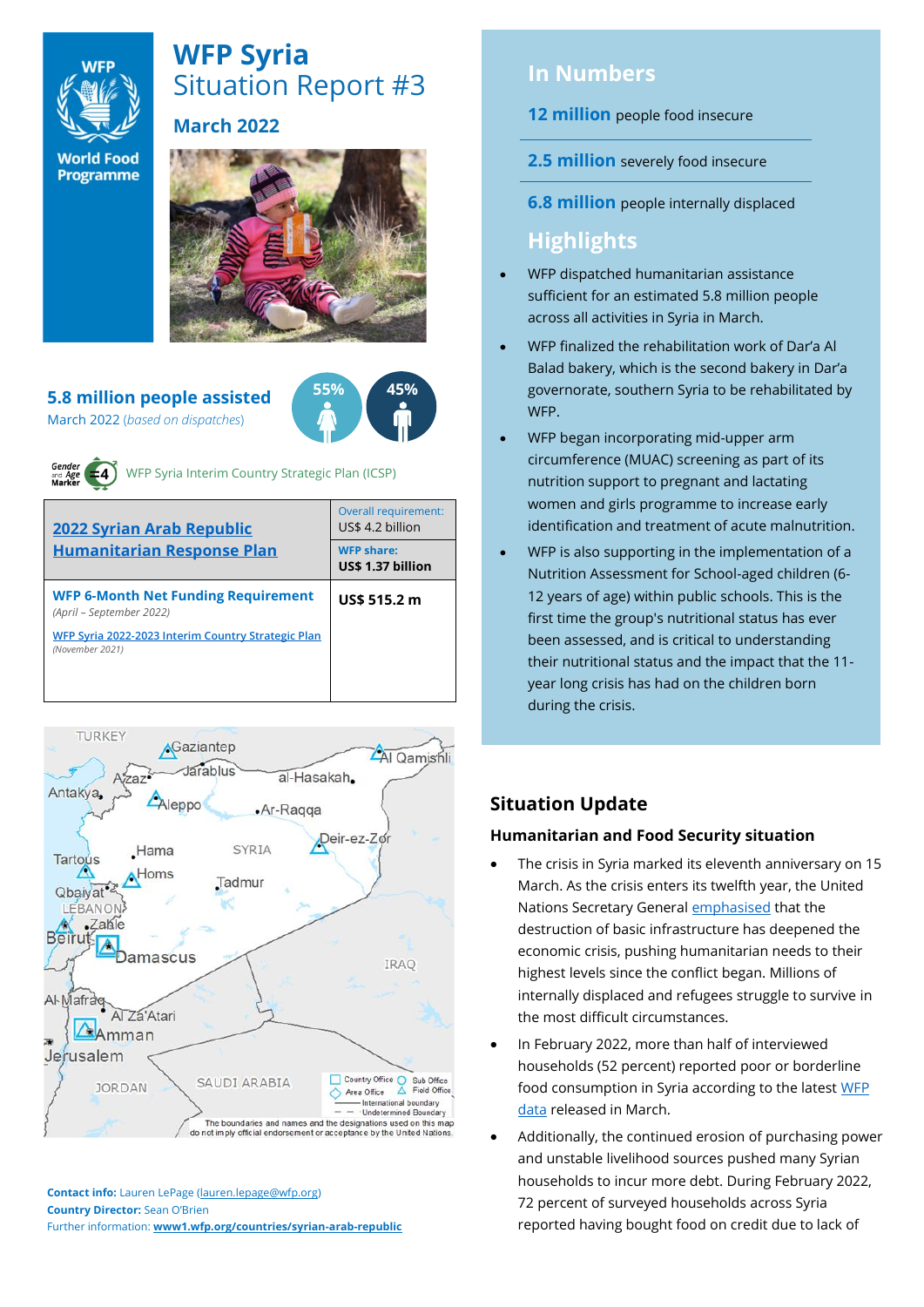# WFP Syria
## Situation Report #3

### March 2022

**5.8 million people assisted**
March 2022 (*based on dispatches*)

55% 45%

WFP Syria Interim Country Strategic Plan (ICSP)

| 2022 Syrian Arab Republic Humanitarian Response Plan | Overall requirement: US$ 4.2 billion |
|---|---|
| | **WFP share: US$ 1.37 billion** |
| **WFP 6-Month Net Funding Requirement** *(April – September 2022)* WFP Syria 2022-2023 Interim Country Strategic Plan *(November 2021)* | **US$ 515.2 m** |

TURKEY, Gaziantep, Al Qamishli, Azaz, Jarablus, al-Hasakah, Antakya, Aleppo, Ar-Raqqa, Deir-ez-Zor, Hama, SYRIA, Tartous, Homs, Tadmur, Qbaiyat, LEBANON, Zahle, Beirut, Damascus, IRAQ, Al-Mafraq, Al Za'Atari, Amman, Jerusalem, JORDAN, SAUDI ARABIA

Country Office, Sub Office, Area Office, Field Office, International boundary, Undetermined Boundary

The boundaries and names and the designations used on this map do not imply official endorsement or acceptance by the United Nations.

**Contact info:** Lauren LePage (lauren.lepage@wfp.org)
**Country Director:** Sean O'Brien
Further information: **www1.wfp.org/countries/syrian-arab-republic**

## In Numbers

**12 million** people food insecure

**2.5 million** severely food insecure

**6.8 million** people internally displaced

## Highlights

- WFP dispatched humanitarian assistance sufficient for an estimated 5.8 million people across all activities in Syria in March.
- WFP finalized the rehabilitation work of Dar'a Al Balad bakery, which is the second bakery in Dar'a governorate, southern Syria to be rehabilitated by WFP.
- WFP began incorporating mid-upper arm circumference (MUAC) screening as part of its nutrition support to pregnant and lactating women and girls programme to increase early identification and treatment of acute malnutrition.
- WFP is also supporting in the implementation of a Nutrition Assessment for School-aged children (6-12 years of age) within public schools. This is the first time the group's nutritional status has ever been assessed, and is critical to understanding their nutritional status and the impact that the 11-year long crisis has had on the children born during the crisis.

## Situation Update

### Humanitarian and Food Security situation

- The crisis in Syria marked its eleventh anniversary on 15 March. As the crisis enters its twelfth year, the United Nations Secretary General emphasised that the destruction of basic infrastructure has deepened the economic crisis, pushing humanitarian needs to their highest levels since the conflict began. Millions of internally displaced and refugees struggle to survive in the most difficult circumstances.
- In February 2022, more than half of interviewed households (52 percent) reported poor or borderline food consumption in Syria according to the latest WFP data released in March.
- Additionally, the continued erosion of purchasing power and unstable livelihood sources pushed many Syrian households to incur more debt. During February 2022, 72 percent of surveyed households across Syria reported having bought food on credit due to lack of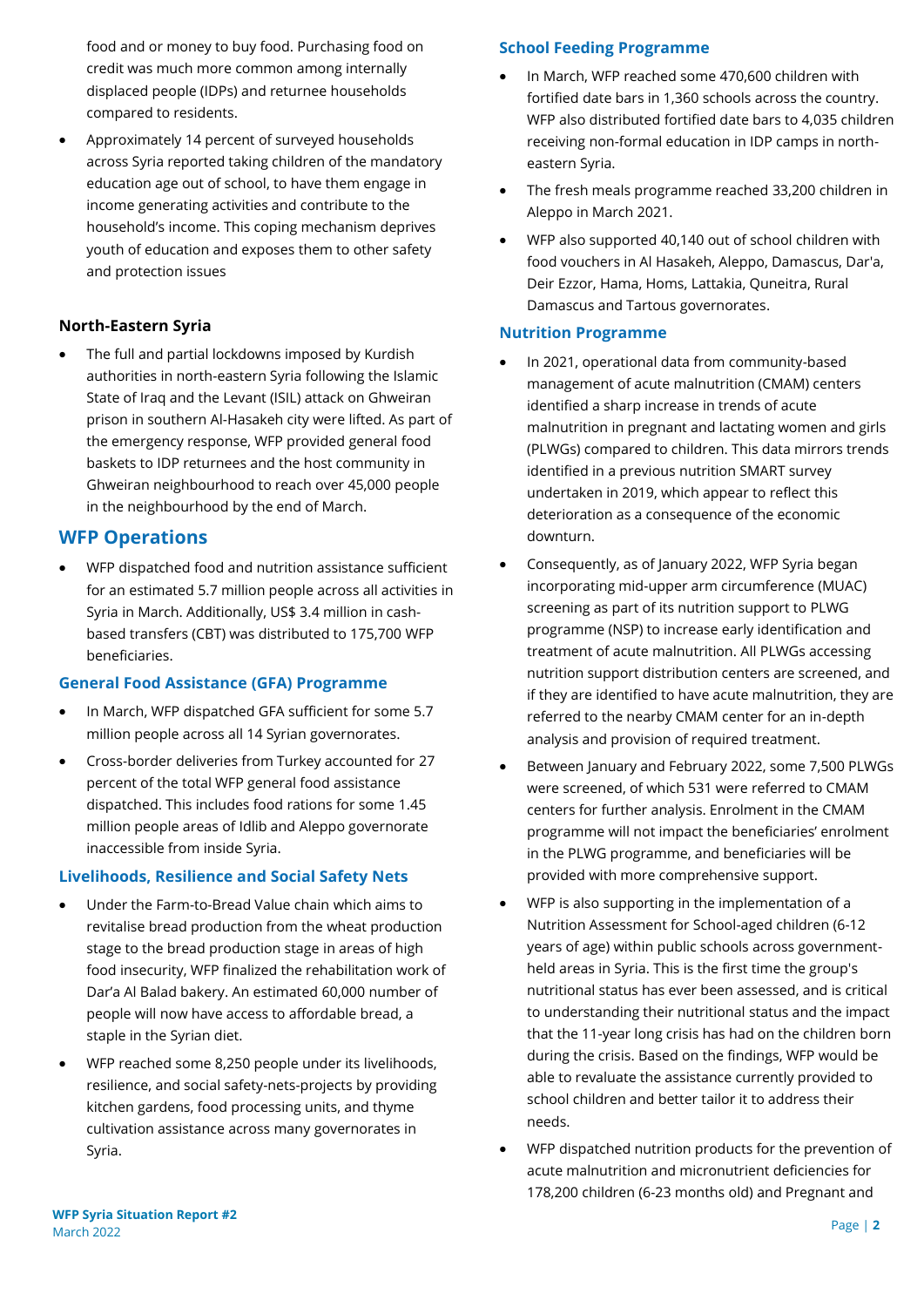food and or money to buy food. Purchasing food on credit was much more common among internally displaced people (IDPs) and returnee households compared to residents.

- Approximately 14 percent of surveyed households across Syria reported taking children of the mandatory education age out of school, to have them engage in income generating activities and contribute to the household's income. This coping mechanism deprives youth of education and exposes them to other safety and protection issues

### North-Eastern Syria

- The full and partial lockdowns imposed by Kurdish authorities in north-eastern Syria following the Islamic State of Iraq and the Levant (ISIL) attack on Ghweiran prison in southern Al-Hasakeh city were lifted. As part of the emergency response, WFP provided general food baskets to IDP returnees and the host community in Ghweiran neighbourhood to reach over 45,000 people in the neighbourhood by the end of March.

## WFP Operations

- WFP dispatched food and nutrition assistance sufficient for an estimated 5.7 million people across all activities in Syria in March. Additionally, US$ 3.4 million in cash-based transfers (CBT) was distributed to 175,700 WFP beneficiaries.

### General Food Assistance (GFA) Programme

- In March, WFP dispatched GFA sufficient for some 5.7 million people across all 14 Syrian governorates.
- Cross-border deliveries from Turkey accounted for 27 percent of the total WFP general food assistance dispatched. This includes food rations for some 1.45 million people areas of Idlib and Aleppo governorate inaccessible from inside Syria.

### Livelihoods, Resilience and Social Safety Nets

- Under the Farm-to-Bread Value chain which aims to revitalise bread production from the wheat production stage to the bread production stage in areas of high food insecurity, WFP finalized the rehabilitation work of Dar'a Al Balad bakery. An estimated 60,000 number of people will now have access to affordable bread, a staple in the Syrian diet.
- WFP reached some 8,250 people under its livelihoods, resilience, and social safety-nets-projects by providing kitchen gardens, food processing units, and thyme cultivation assistance across many governorates in Syria.

### School Feeding Programme

- In March, WFP reached some 470,600 children with fortified date bars in 1,360 schools across the country. WFP also distributed fortified date bars to 4,035 children receiving non-formal education in IDP camps in north-eastern Syria.
- The fresh meals programme reached 33,200 children in Aleppo in March 2021.
- WFP also supported 40,140 out of school children with food vouchers in Al Hasakeh, Aleppo, Damascus, Dar'a, Deir Ezzor, Hama, Homs, Lattakia, Quneitra, Rural Damascus and Tartous governorates.

### Nutrition Programme

- In 2021, operational data from community-based management of acute malnutrition (CMAM) centers identified a sharp increase in trends of acute malnutrition in pregnant and lactating women and girls (PLWGs) compared to children. This data mirrors trends identified in a previous nutrition SMART survey undertaken in 2019, which appear to reflect this deterioration as a consequence of the economic downturn.
- Consequently, as of January 2022, WFP Syria began incorporating mid-upper arm circumference (MUAC) screening as part of its nutrition support to PLWG programme (NSP) to increase early identification and treatment of acute malnutrition. All PLWGs accessing nutrition support distribution centers are screened, and if they are identified to have acute malnutrition, they are referred to the nearby CMAM center for an in-depth analysis and provision of required treatment.
- Between January and February 2022, some 7,500 PLWGs were screened, of which 531 were referred to CMAM centers for further analysis. Enrolment in the CMAM programme will not impact the beneficiaries' enrolment in the PLWG programme, and beneficiaries will be provided with more comprehensive support.
- WFP is also supporting in the implementation of a Nutrition Assessment for School-aged children (6-12 years of age) within public schools across government-held areas in Syria. This is the first time the group's nutritional status has ever been assessed, and is critical to understanding their nutritional status and the impact that the 11-year long crisis has had on the children born during the crisis. Based on the findings, WFP would be able to revaluate the assistance currently provided to school children and better tailor it to address their needs.
- WFP dispatched nutrition products for the prevention of acute malnutrition and micronutrient deficiencies for 178,200 children (6-23 months old) and Pregnant and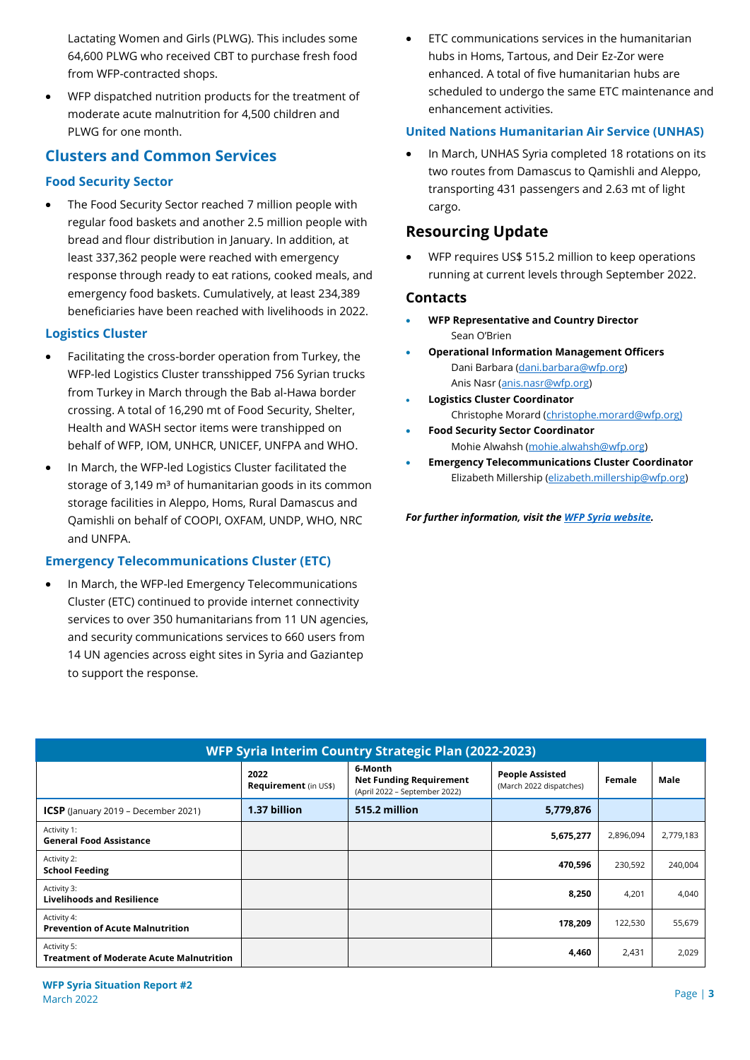Lactating Women and Girls (PLWG). This includes some 64,600 PLWG who received CBT to purchase fresh food from WFP-contracted shops.

- WFP dispatched nutrition products for the treatment of moderate acute malnutrition for 4,500 children and PLWG for one month.

## Clusters and Common Services

### Food Security Sector

- The Food Security Sector reached 7 million people with regular food baskets and another 2.5 million people with bread and flour distribution in January. In addition, at least 337,362 people were reached with emergency response through ready to eat rations, cooked meals, and emergency food baskets. Cumulatively, at least 234,389 beneficiaries have been reached with livelihoods in 2022.

### Logistics Cluster

- Facilitating the cross-border operation from Turkey, the WFP-led Logistics Cluster transshipped 756 Syrian trucks from Turkey in March through the Bab al-Hawa border crossing. A total of 16,290 mt of Food Security, Shelter, Health and WASH sector items were transhipped on behalf of WFP, IOM, UNHCR, UNICEF, UNFPA and WHO.
- In March, the WFP-led Logistics Cluster facilitated the storage of 3,149 m³ of humanitarian goods in its common storage facilities in Aleppo, Homs, Rural Damascus and Qamishli on behalf of COOPI, OXFAM, UNDP, WHO, NRC and UNFPA.

### Emergency Telecommunications Cluster (ETC)

- In March, the WFP-led Emergency Telecommunications Cluster (ETC) continued to provide internet connectivity services to over 350 humanitarians from 11 UN agencies, and security communications services to 660 users from 14 UN agencies across eight sites in Syria and Gaziantep to support the response.
- ETC communications services in the humanitarian hubs in Homs, Tartous, and Deir Ez-Zor were enhanced. A total of five humanitarian hubs are scheduled to undergo the same ETC maintenance and enhancement activities.

### United Nations Humanitarian Air Service (UNHAS)

- In March, UNHAS Syria completed 18 rotations on its two routes from Damascus to Qamishli and Aleppo, transporting 431 passengers and 2.63 mt of light cargo.

## Resourcing Update

- WFP requires US$ 515.2 million to keep operations running at current levels through September 2022.

## Contacts

- **WFP Representative and Country Director**
  Sean O'Brien
- **Operational Information Management Officers**
  Dani Barbara (dani.barbara@wfp.org)
  Anis Nasr (anis.nasr@wfp.org)
- **Logistics Cluster Coordinator**
  Christophe Morard (christophe.morard@wfp.org)
- **Food Security Sector Coordinator**
  Mohie Alwahsh (mohie.alwahsh@wfp.org)
- **Emergency Telecommunications Cluster Coordinator**
  Elizabeth Millership (elizabeth.millership@wfp.org)

***For further information, visit the WFP Syria website.***

| WFP Syria Interim Country Strategic Plan (2022-2023) | | | | | |
|---|---|---|---|---|---|
| | **2022 Requirement** (in US$) | **6-Month Net Funding Requirement** (April 2022 – September 2022) | **People Assisted** (March 2022 dispatches) | **Female** | **Male** |
| **ICSP** (January 2019 – December 2021) | **1.37 billion** | **515.2 million** | **5,779,876** | | |
| Activity 1: **General Food Assistance** | | | **5,675,277** | 2,896,094 | 2,779,183 |
| Activity 2: **School Feeding** | | | **470,596** | 230,592 | 240,004 |
| Activity 3: **Livelihoods and Resilience** | | | **8,250** | 4,201 | 4,040 |
| Activity 4: **Prevention of Acute Malnutrition** | | | **178,209** | 122,530 | 55,679 |
| Activity 5: **Treatment of Moderate Acute Malnutrition** | | | **4,460** | 2,431 | 2,029 |